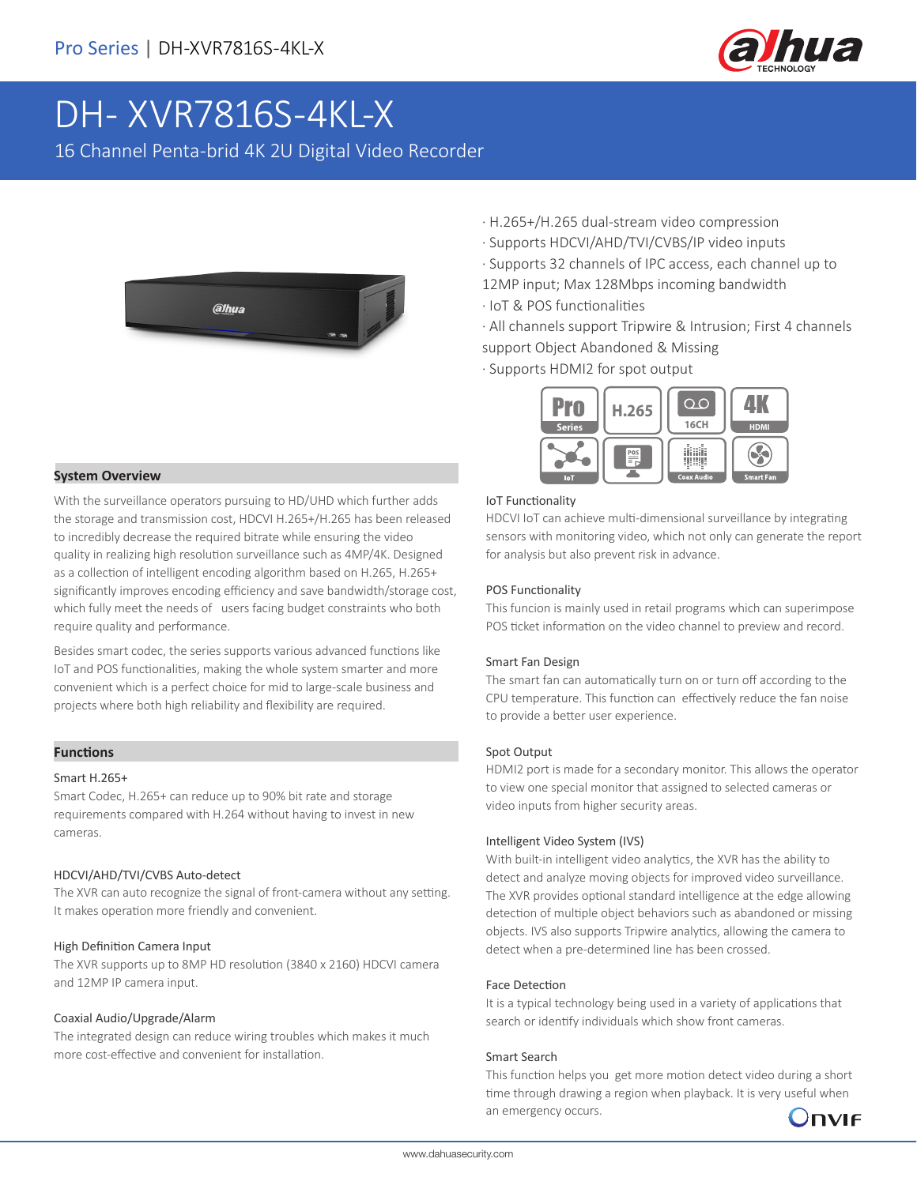Pro Series | DH-XVR7816S-4KL-X

# DH- XVR7816S-4KL-X

16 Channel Penta-brid 4K 2U Digital Video Recorder

- H.265+/H.265 dual-stream video compression
- Supports HDCVI/AHD/TVI/CVBS/IP video inputs
- Supports 32 channels of IPC access, each channel up to 12MP input; Max 128Mbps incoming bandwidth
- IoT & POS functionalities
- All channels support Tripwire & Intrusion; First 4 channels support Object Abandoned & Missing
- Supports HDMI2 for spot output

## System Overview

With the surveillance operators pursuing to HD/UHD which further adds the storage and transmission cost, HDCVI H.265+/H.265 has been released to incredibly decrease the required bitrate while ensuring the video quality in realizing high resolution surveillance such as 4MP/4K. Designed as a collection of intelligent encoding algorithm based on H.265, H.265+ significantly improves encoding efficiency and save bandwidth/storage cost, which fully meet the needs of users facing budget constraints who both require quality and performance.

Besides smart codec, the series supports various advanced functions like IoT and POS functionalities, making the whole system smarter and more convenient which is a perfect choice for mid to large-scale business and projects where both high reliability and flexibility are required.

## Functions

### Smart H.265+

Smart Codec, H.265+ can reduce up to 90% bit rate and storage requirements compared with H.264 without having to invest in new cameras.

### HDCVI/AHD/TVI/CVBS Auto-detect

The XVR can auto recognize the signal of front-camera without any setting. It makes operation more friendly and convenient.

### High Definition Camera Input

The XVR supports up to 8MP HD resolution (3840 x 2160) HDCVI camera and 12MP IP camera input.

### Coaxial Audio/Upgrade/Alarm

The integrated design can reduce wiring troubles which makes it much more cost-effective and convenient for installation.

### IoT Functionality

HDCVI IoT can achieve multi-dimensional surveillance by integrating sensors with monitoring video, which not only can generate the report for analysis but also prevent risk in advance.

### POS Functionality

This funcion is mainly used in retail programs which can superimpose POS ticket information on the video channel to preview and record.

### Smart Fan Design

The smart fan can automatically turn on or turn off according to the CPU temperature. This function can effectively reduce the fan noise to provide a better user experience.

### Spot Output

HDMI2 port is made for a secondary monitor. This allows the operator to view one special monitor that assigned to selected cameras or video inputs from higher security areas.

### Intelligent Video System (IVS)

With built-in intelligent video analytics, the XVR has the ability to detect and analyze moving objects for improved video surveillance. The XVR provides optional standard intelligence at the edge allowing detection of multiple object behaviors such as abandoned or missing objects. IVS also supports Tripwire analytics, allowing the camera to detect when a pre-determined line has been crossed.

### Face Detection

It is a typical technology being used in a variety of applications that search or identify individuals which show front cameras.

### Smart Search

This function helps you get more motion detect video during a short time through drawing a region when playback. It is very useful when an emergency occurs.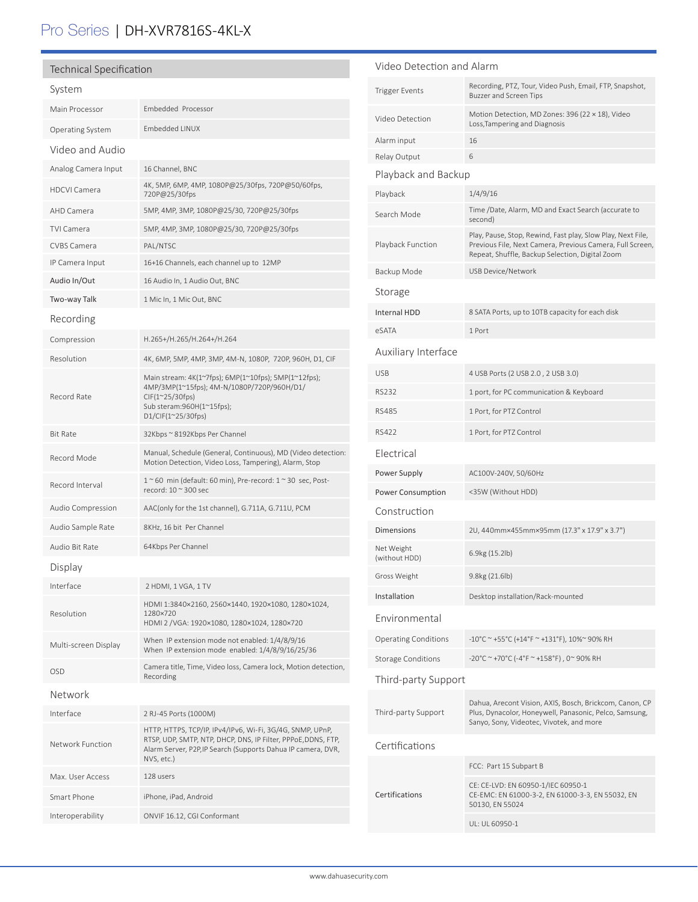# Pro Series | DH-XVR7816S-4KL-X

## Technical Specification

### System

| | |
|---|---|
| Main Processor | Embedded Processor |
| Operating System | Embedded LINUX |

### Video and Audio

| | |
|---|---|
| Analog Camera Input | 16 Channel, BNC |
| HDCVI Camera | 4K, 5MP, 6MP, 4MP, 1080P@25/30fps, 720P@50/60fps, 720P@25/30fps |
| AHD Camera | 5MP, 4MP, 3MP, 1080P@25/30, 720P@25/30fps |
| TVI Camera | 5MP, 4MP, 3MP, 1080P@25/30, 720P@25/30fps |
| CVBS Camera | PAL/NTSC |
| IP Camera Input | 16+16 Channels, each channel up to 12MP |
| Audio In/Out | 16 Audio In, 1 Audio Out, BNC |
| Two-way Talk | 1 Mic In, 1 Mic Out, BNC |

### Recording

| | |
|---|---|
| Compression | H.265+/H.265/H.264+/H.264 |
| Resolution | 4K, 6MP, 5MP, 4MP, 3MP, 4M-N, 1080P, 720P, 960H, D1, CIF |
| Record Rate | Main stream: 4K(1~7fps); 6MP(1~10fps); 5MP(1~12fps); 4MP/3MP(1~15fps); 4M-N/1080P/720P/960H/D1/CIF(1~25/30fps)<br>Sub steram:960H(1~15fps);<br>D1/CIF(1~25/30fps) |
| Bit Rate | 32Kbps ~ 8192Kbps Per Channel |
| Record Mode | Manual, Schedule (General, Continuous), MD (Video detection: Motion Detection, Video Loss, Tampering), Alarm, Stop |
| Record Interval | 1 ~ 60 min (default: 60 min), Pre-record: 1 ~ 30 sec, Post-record: 10 ~ 300 sec |
| Audio Compression | AAC(only for the 1st channel), G.711A, G.711U, PCM |
| Audio Sample Rate | 8KHz, 16 bit Per Channel |
| Audio Bit Rate | 64Kbps Per Channel |

### Display

| | |
|---|---|
| Interface | 2 HDMI, 1 VGA, 1 TV |
| Resolution | HDMI 1:3840×2160, 2560×1440, 1920×1080, 1280×1024, 1280×720<br>HDMI 2 /VGA: 1920×1080, 1280×1024, 1280×720 |
| Multi-screen Display | When IP extension mode not enabled: 1/4/8/9/16<br>When IP extension mode enabled: 1/4/8/9/16/25/36 |
| OSD | Camera title, Time, Video loss, Camera lock, Motion detection, Recording |

### Network

| | |
|---|---|
| Interface | 2 RJ-45 Ports (1000M) |
| Network Function | HTTP, HTTPS, TCP/IP, IPv4/IPv6, Wi-Fi, 3G/4G, SNMP, UPnP, RTSP, UDP, SMTP, NTP, DHCP, DNS, IP Filter, PPPoE,DDNS, FTP, Alarm Server, P2P,IP Search (Supports Dahua IP camera, DVR, NVS, etc.) |
| Max. User Access | 128 users |
| Smart Phone | iPhone, iPad, Android |
| Interoperability | ONVIF 16.12, CGI Conformant |

### Video Detection and Alarm

| | |
|---|---|
| Trigger Events | Recording, PTZ, Tour, Video Push, Email, FTP, Snapshot, Buzzer and Screen Tips |
| Video Detection | Motion Detection, MD Zones: 396 (22 × 18), Video Loss,Tampering and Diagnosis |
| Alarm input | 16 |
| Relay Output | 6 |

### Playback and Backup

| | |
|---|---|
| Playback | 1/4/9/16 |
| Search Mode | Time /Date, Alarm, MD and Exact Search (accurate to second) |
| Playback Function | Play, Pause, Stop, Rewind, Fast play, Slow Play, Next File, Previous File, Next Camera, Previous Camera, Full Screen, Repeat, Shuffle, Backup Selection, Digital Zoom |
| Backup Mode | USB Device/Network |

### Storage

| | |
|---|---|
| Internal HDD | 8 SATA Ports, up to 10TB capacity for each disk |
| eSATA | 1 Port |

### Auxiliary Interface

| | |
|---|---|
| USB | 4 USB Ports (2 USB 2.0 , 2 USB 3.0) |
| RS232 | 1 port, for PC communication & Keyboard |
| RS485 | 1 Port, for PTZ Control |
| RS422 | 1 Port, for PTZ Control |

### Electrical

| | |
|---|---|
| Power Supply | AC100V-240V, 50/60Hz |
| Power Consumption | <35W (Without HDD) |

### Construction

| | |
|---|---|
| Dimensions | 2U, 440mm×455mm×95mm (17.3" x 17.9" x 3.7") |
| Net Weight (without HDD) | 6.9kg (15.2lb) |
| Gross Weight | 9.8kg (21.6lb) |
| Installation | Desktop installation/Rack-mounted |

### Environmental

| | |
|---|---|
| Operating Conditions | -10°C ~ +55°C (+14°F ~ +131°F), 10%~ 90% RH |
| Storage Conditions | -20°C ~ +70°C (-4°F ~ +158°F) , 0~ 90% RH |

### Third-party Support

| | |
|---|---|
| Third-party Support | Dahua, Arecont Vision, AXIS, Bosch, Brickcom, Canon, CP Plus, Dynacolor, Honeywell, Panasonic, Pelco, Samsung, Sanyo, Sony, Videotec, Vivotek, and more |

### Certifications

| | |
|---|---|
| Certifications | FCC: Part 15 Subpart B |
| | CE: CE-LVD: EN 60950-1/IEC 60950-1<br>CE-EMC: EN 61000-3-2, EN 61000-3-3, EN 55032, EN 50130, EN 55024 |
| | UL: UL 60950-1 |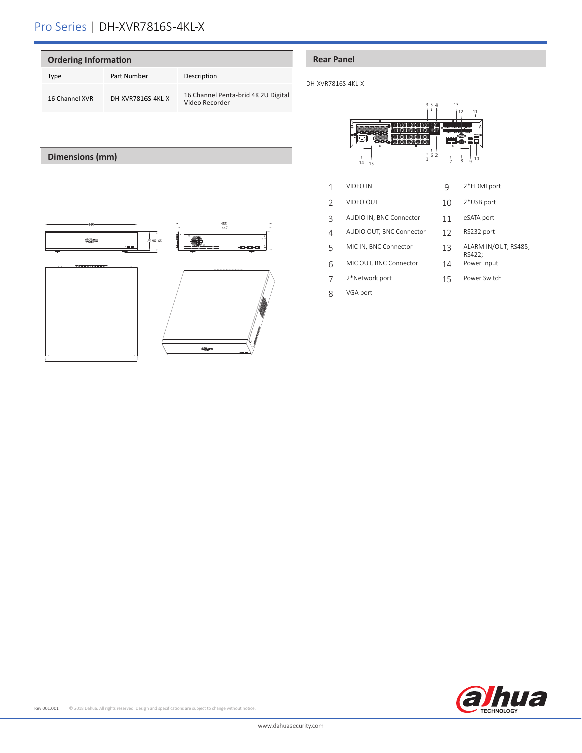# Pro Series | DH-XVR7816S-4KL-X

## Ordering Information

| Type | Part Number | Description |
|---|---|---|
| 16 Channel XVR | DH-XVR7816S-4KL-X | 16 Channel Penta-brid 4K 2U Digital Video Recorder |

## Dimensions (mm)

440

455

447

89.96

85

## Rear Panel

DH-XVR7816S-4KL-X

| | | | |
|---|---|---|---|
| 1 | VIDEO IN | 9 | 2*HDMI port |
| 2 | VIDEO OUT | 10 | 2*USB port |
| 3 | AUDIO IN, BNC Connector | 11 | eSATA port |
| 4 | AUDIO OUT, BNC Connector | 12 | RS232 port |
| 5 | MIC IN, BNC Connector | 13 | ALARM IN/OUT; RS485; RS422; |
| 6 | MIC OUT, BNC Connector | 14 | Power Input |
| 7 | 2*Network port | 15 | Power Switch |
| 8 | VGA port | | |

Rev 001.001 © 2018 Dahua. All rights reserved. Design and specifications are subject to change without notice.

www.dahuasecurity.com